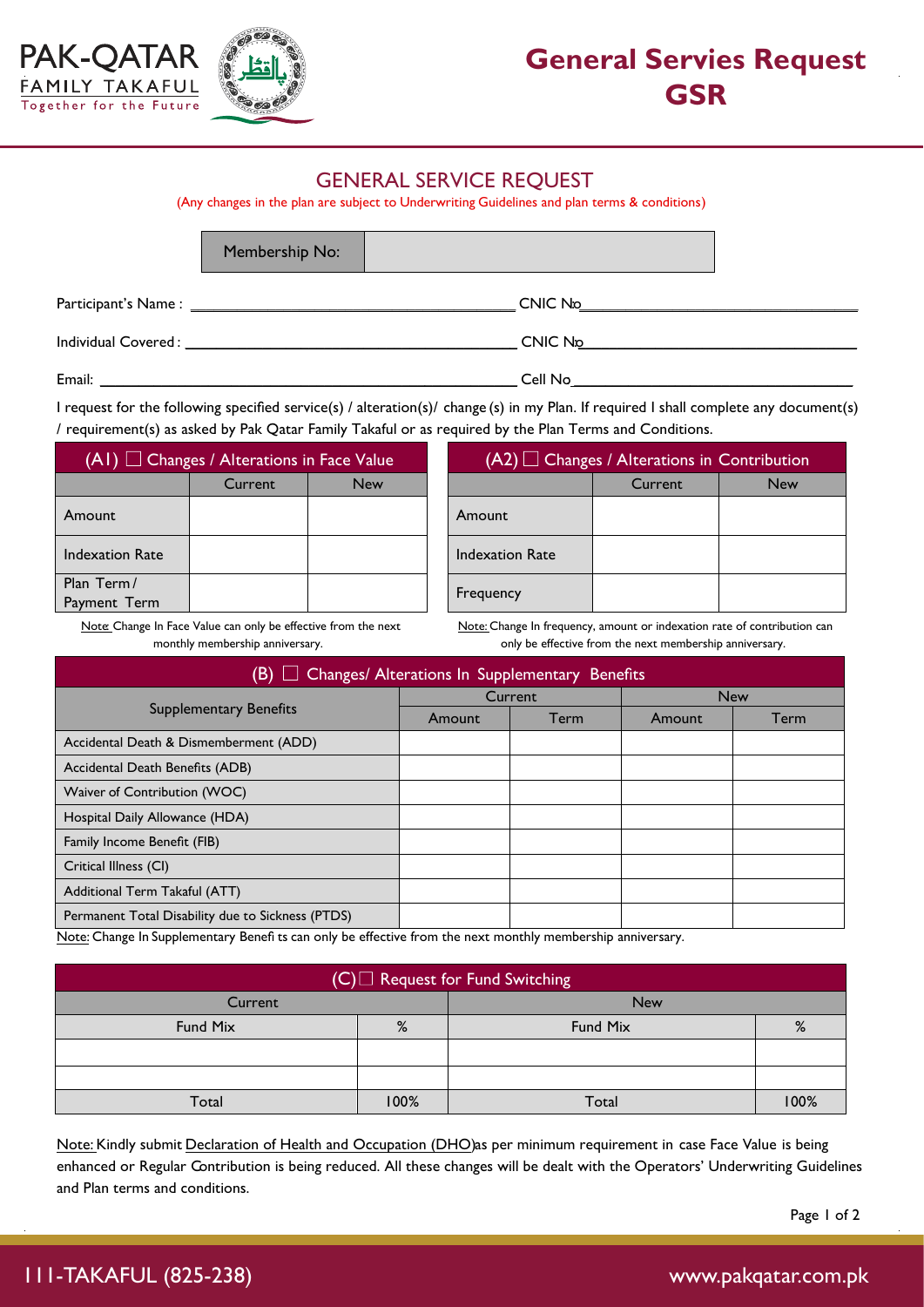PAK-QATAR FAMILY TAKAFUL
Together for the Future

# General Servies Request GSR

## GENERAL SERVICE REQUEST

(Any changes in the plan are subject to Underwriting Guidelines and plan terms & conditions)

| Membership No: | |
|---|---|

Participant's Name : ______________________ CNIC No______________________

Individual Covered : ______________________ CNIC No______________________

Email: ______________________ Cell No______________________

I request for the following specified service(s) / alteration(s)/ change (s) in my Plan. If required I shall complete any document(s) / requirement(s) as asked by Pak Qatar Family Takaful or as required by the Plan Terms and Conditions.

**(A1) ☐ Changes / Alterations in Face Value**

| | Current | New |
|---|---|---|
| Amount | | |
| Indexation Rate | | |
| Plan Term / Payment Term | | |

Note: Change In Face Value can only be effective from the next monthly membership anniversary.

**(A2) ☐ Changes / Alterations in Contribution**

| | Current | New |
|---|---|---|
| Amount | | |
| Indexation Rate | | |
| Frequency | | |

Note: Change In frequency, amount or indexation rate of contribution can only be effective from the next membership anniversary.

**(B) ☐ Changes/ Alterations In Supplementary Benefits**

| Supplementary Benefits | Current | | New | |
|---|---|---|---|---|
| | Amount | Term | Amount | Term |
| Accidental Death & Dismemberment (ADD) | | | | |
| Accidental Death Benefits (ADB) | | | | |
| Waiver of Contribution (WOC) | | | | |
| Hospital Daily Allowance (HDA) | | | | |
| Family Income Benefit (FIB) | | | | |
| Critical Illness (CI) | | | | |
| Additional Term Takaful (ATT) | | | | |
| Permanent Total Disability due to Sickness (PTDS) | | | | |

Note: Change In Supplementary Benefi ts can only be effective from the next monthly membership anniversary.

**(C) ☐ Request for Fund Switching**

| Current | | New | |
|---|---|---|---|
| Fund Mix | % | Fund Mix | % |
| | | | |
| | | | |
| Total | 100% | Total | 100% |

Note: Kindly submit Declaration of Health and Occupation (DHO) as per minimum requirement in case Face Value is being enhanced or Regular Contribution is being reduced. All these changes will be dealt with the Operators' Underwriting Guidelines and Plan terms and conditions.

111-TAKAFUL (825-238) www.pakqatar.com.pk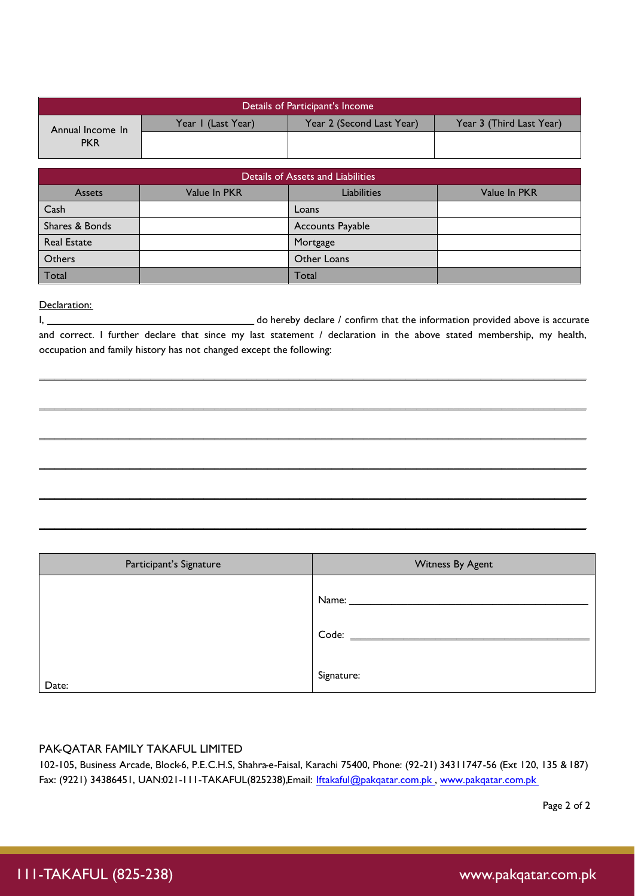| Details of Participant's Income | | | |
|---|---|---|---|
| Annual Income In PKR | Year 1 (Last Year) | Year 2 (Second Last Year) | Year 3 (Third Last Year) |
| | | | |

| Details of Assets and Liabilities | | | |
|---|---|---|---|
| Assets | Value In PKR | Liabilities | Value In PKR |
| Cash | | Loans | |
| Shares & Bonds | | Accounts Payable | |
| Real Estate | | Mortgage | |
| Others | | Other Loans | |
| Total | | Total | |

Declaration:

I, ____________________________________ do hereby declare / confirm that the information provided above is accurate and correct. I further declare that since my last statement / declaration in the above stated membership, my health, occupation and family history has not changed except the following:

______________________________________________________________________________________________

______________________________________________________________________________________________

______________________________________________________________________________________________

______________________________________________________________________________________________

______________________________________________________________________________________________

______________________________________________________________________________________________

| Participant's Signature | Witness By Agent |
|---|---|
| Date: | Name: ______________________________<br>Code: ______________________________<br>Signature: |

PAK-QATAR FAMILY TAKAFUL LIMITED

102-105, Business Arcade, Block-6, P.E.C.H.S, Shahra-e-Faisal, Karachi 75400, Phone: (92-21) 34311747-56 (Ext 120, 135 & 187) Fax: (9221) 34386451, UAN:021-111-TAKAFUL(825238),Email: lftakaful@pakqatar.com.pk , www.pakqatar.com.pk

111-TAKAFUL (825-238) www.pakqatar.com.pk